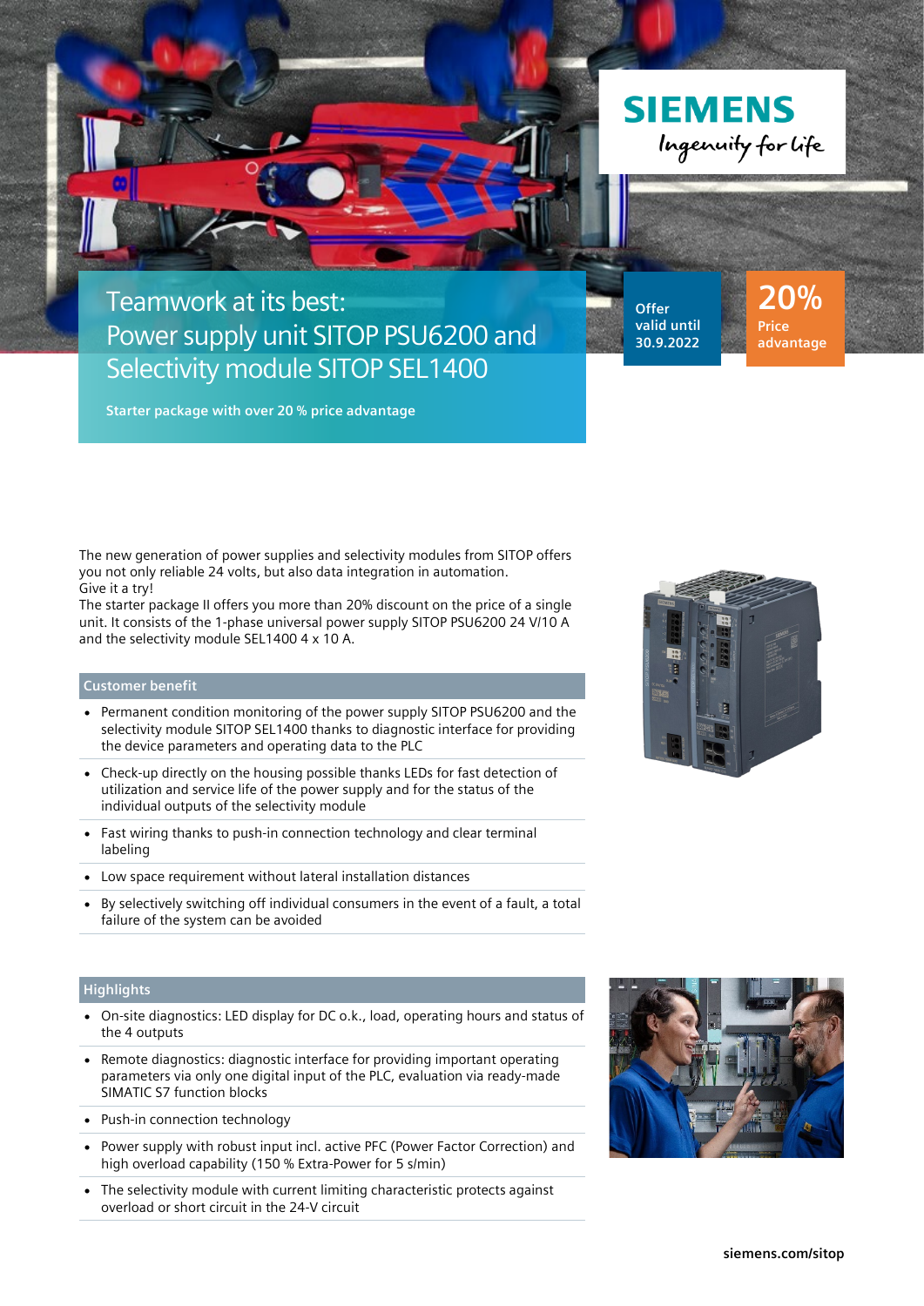SIEMENS

Ingenuity for life

# Teamwork at its best: Power supply unit SITOP PSU6200 and Selectivity module SITOP SEL1400

**Starter package with over 20 % price advantage**

**Offer valid until 30.9.2022**

**20% Price advantage**

The new generation of power supplies and selectivity modules from SITOP offers you not only reliable 24 volts, but also data integration in automation.
Give it a try!
The starter package II offers you more than 20% discount on the price of a single unit. It consists of the 1-phase universal power supply SITOP PSU6200 24 V/10 A and the selectivity module SEL1400 4 x 10 A.

## Customer benefit

- Permanent condition monitoring of the power supply SITOP PSU6200 and the selectivity module SITOP SEL1400 thanks to diagnostic interface for providing the device parameters and operating data to the PLC
- Check-up directly on the housing possible thanks LEDs for fast detection of utilization and service life of the power supply and for the status of the individual outputs of the selectivity module
- Fast wiring thanks to push-in connection technology and clear terminal labeling
- Low space requirement without lateral installation distances
- By selectively switching off individual consumers in the event of a fault, a total failure of the system can be avoided

## Highlights

- On-site diagnostics: LED display for DC o.k., load, operating hours and status of the 4 outputs
- Remote diagnostics: diagnostic interface for providing important operating parameters via only one digital input of the PLC, evaluation via ready-made SIMATIC S7 function blocks
- Push-in connection technology
- Power supply with robust input incl. active PFC (Power Factor Correction) and high overload capability (150 % Extra-Power for 5 s/min)
- The selectivity module with current limiting characteristic protects against overload or short circuit in the 24-V circuit

siemens.com/sitop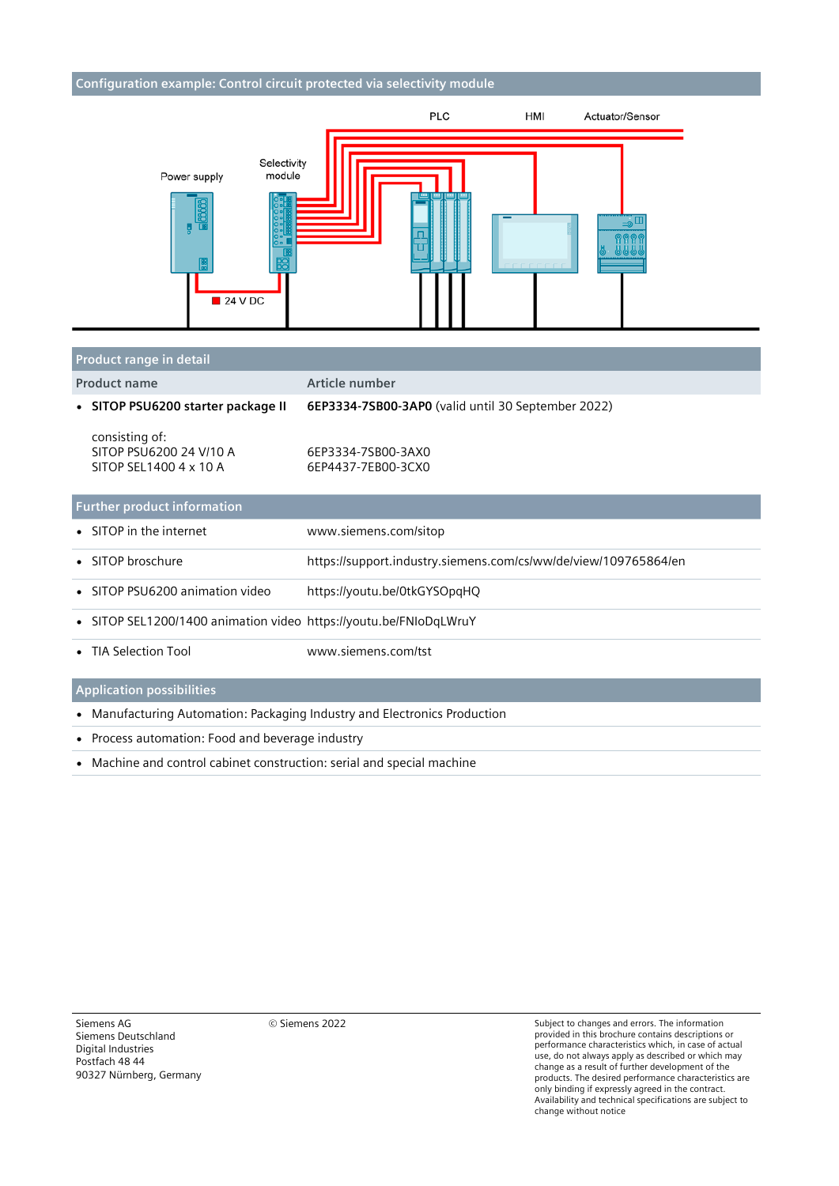## Configuration example: Control circuit protected via selectivity module

Power supply

Selectivity module

PLC

HMI

Actuator/Sensor

24 V DC

## Product range in detail

| Product name | Article number |
|---|---|
| • **SITOP PSU6200 starter package II** | **6EP3334-7SB00-3AP0** (valid until 30 September 2022) |
| consisting of:<br>SITOP PSU6200 24 V/10 A<br>SITOP SEL1400 4 x 10 A | <br>6EP3334-7SB00-3AX0<br>6EP4437-7EB00-3CX0 |

## Further product information

| | |
|---|---|
| • SITOP in the internet | www.siemens.com/sitop |
| • SITOP broschure | https://support.industry.siemens.com/cs/ww/de/view/109765864/en |
| • SITOP PSU6200 animation video | https://youtu.be/0tkGYSOpqHQ |
| • SITOP SEL1200/1400 animation video | https://youtu.be/FNIoDqLWruY |
| • TIA Selection Tool | www.siemens.com/tst |

## Application possibilities

- Manufacturing Automation: Packaging Industry and Electronics Production
- Process automation: Food and beverage industry
- Machine and control cabinet construction: serial and special machine

Siemens AG
Siemens Deutschland
Digital Industries
Postfach 48 44
90327 Nürnberg, Germany

© Siemens 2022

Subject to changes and errors. The information provided in this brochure contains descriptions or performance characteristics which, in case of actual use, do not always apply as described or which may change as a result of further development of the products. The desired performance characteristics are only binding if expressly agreed in the contract. Availability and technical specifications are subject to change without notice